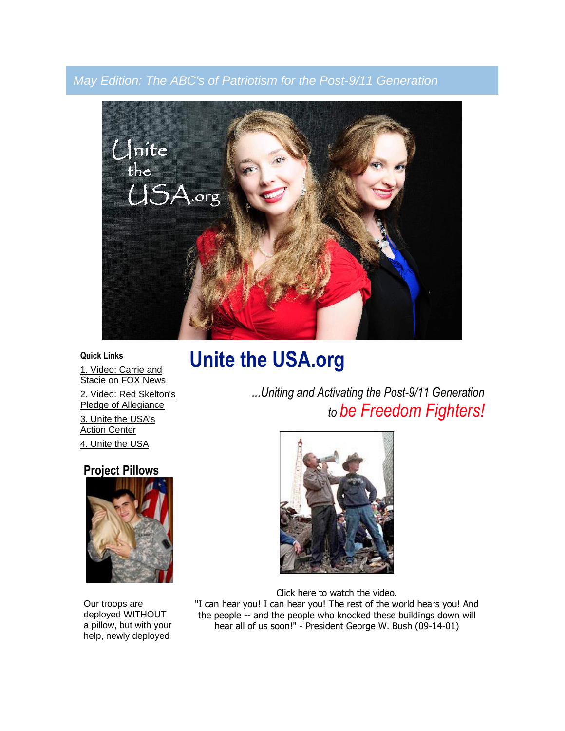*May Edition: The ABC's of Patriotism for the Post-9/11 Generation*

# Unite the USA.org

*...Uniting and Activating the Post-9/11 Generation to* ***be Freedom Fighters!***

**Quick Links**

1. Video: Carrie and Stacie on FOX News
2. Video: Red Skelton's Pledge of Allegiance
3. Unite the USA's Action Center
4. Unite the USA

## Project Pillows

Our troops are deployed WITHOUT a pillow, but with your help, newly deployed

Click here to watch the video.

"I can hear you! I can hear you! The rest of the world hears you! And the people -- and the people who knocked these buildings down will hear all of us soon!" - President George W. Bush (09-14-01)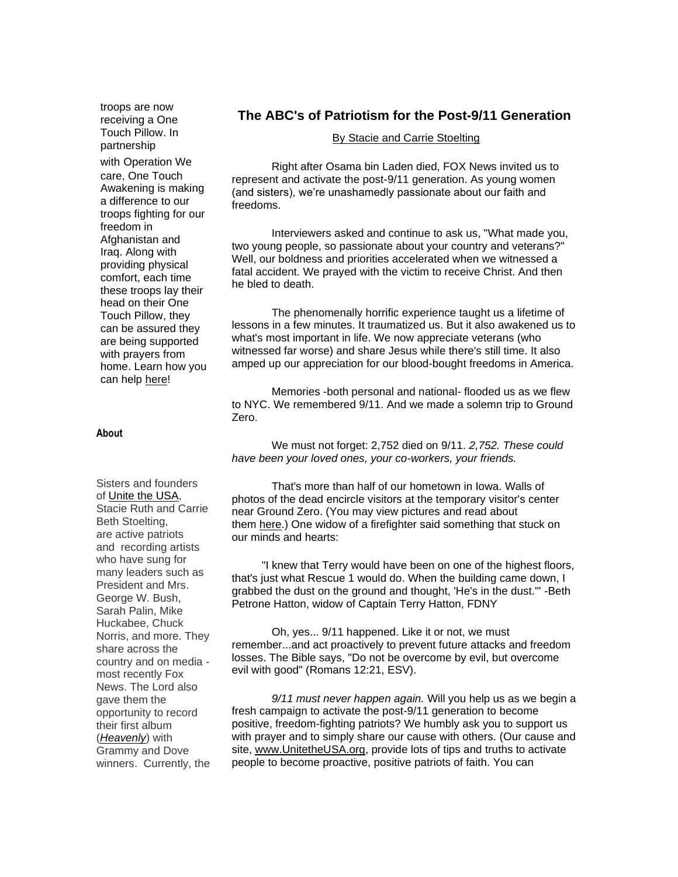troops are now receiving a One Touch Pillow. In partnership with Operation We care, One Touch Awakening is making a difference to our troops fighting for our freedom in Afghanistan and Iraq. Along with providing physical comfort, each time these troops lay their head on their One Touch Pillow, they can be assured they are being supported with prayers from home. Learn how you can help here!

**About**

Sisters and founders of Unite the USA, Stacie Ruth and Carrie Beth Stoelting, are active patriots and recording artists who have sung for many leaders such as President and Mrs. George W. Bush, Sarah Palin, Mike Huckabee, Chuck Norris, and more. They share across the country and on media - most recently Fox News. The Lord also gave them the opportunity to record their first album (***Heavenly***) with Grammy and Dove winners. Currently, the

## The ABC's of Patriotism for the Post-9/11 Generation

By Stacie and Carrie Stoelting

Right after Osama bin Laden died, FOX News invited us to represent and activate the post-9/11 generation. As young women (and sisters), we're unashamedly passionate about our faith and freedoms.

Interviewers asked and continue to ask us, "What made you, two young people, so passionate about your country and veterans?" Well, our boldness and priorities accelerated when we witnessed a fatal accident. We prayed with the victim to receive Christ. And then he bled to death.

The phenomenally horrific experience taught us a lifetime of lessons in a few minutes. It traumatized us. But it also awakened us to what's most important in life. We now appreciate veterans (who witnessed far worse) and share Jesus while there's still time. It also amped up our appreciation for our blood-bought freedoms in America.

Memories -both personal and national- flooded us as we flew to NYC. We remembered 9/11. And we made a solemn trip to Ground Zero.

We must not forget: 2,752 died on 9/11. *2,752. These could have been your loved ones, your co-workers, your friends.*

That's more than half of our hometown in Iowa. Walls of photos of the dead encircle visitors at the temporary visitor's center near Ground Zero. (You may view pictures and read about them here.) One widow of a firefighter said something that stuck on our minds and hearts:

"I knew that Terry would have been on one of the highest floors, that's just what Rescue 1 would do. When the building came down, I grabbed the dust on the ground and thought, 'He's in the dust.'" -Beth Petrone Hatton, widow of Captain Terry Hatton, FDNY

Oh, yes... 9/11 happened. Like it or not, we must remember...and act proactively to prevent future attacks and freedom losses. The Bible says, "Do not be overcome by evil, but overcome evil with good" (Romans 12:21, ESV).

*9/11 must never happen again.* Will you help us as we begin a fresh campaign to activate the post-9/11 generation to become positive, freedom-fighting patriots? We humbly ask you to support us with prayer and to simply share our cause with others. (Our cause and site, www.UnitetheUSA.org, provide lots of tips and truths to activate people to become proactive, positive patriots of faith. You can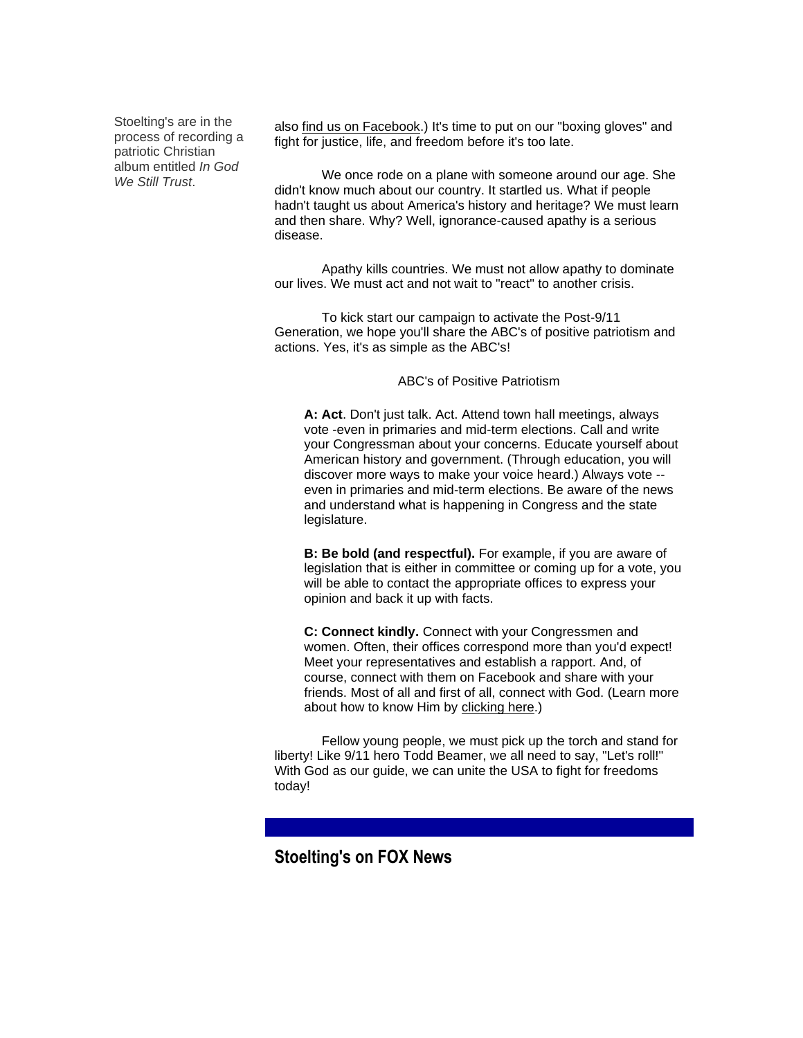Stoelting's are in the process of recording a patriotic Christian album entitled *In God We Still Trust*.

also find us on Facebook.) It's time to put on our "boxing gloves" and fight for justice, life, and freedom before it's too late.

We once rode on a plane with someone around our age. She didn't know much about our country. It startled us. What if people hadn't taught us about America's history and heritage? We must learn and then share. Why? Well, ignorance-caused apathy is a serious disease.

Apathy kills countries. We must not allow apathy to dominate our lives. We must act and not wait to "react" to another crisis.

To kick start our campaign to activate the Post-9/11 Generation, we hope you'll share the ABC's of positive patriotism and actions. Yes, it's as simple as the ABC's!

ABC's of Positive Patriotism

**A: Act**. Don't just talk. Act. Attend town hall meetings, always vote -even in primaries and mid-term elections. Call and write your Congressman about your concerns. Educate yourself about American history and government. (Through education, you will discover more ways to make your voice heard.) Always vote -- even in primaries and mid-term elections. Be aware of the news and understand what is happening in Congress and the state legislature.

**B: Be bold (and respectful).** For example, if you are aware of legislation that is either in committee or coming up for a vote, you will be able to contact the appropriate offices to express your opinion and back it up with facts.

**C: Connect kindly.** Connect with your Congressmen and women. Often, their offices correspond more than you'd expect! Meet your representatives and establish a rapport. And, of course, connect with them on Facebook and share with your friends. Most of all and first of all, connect with God. (Learn more about how to know Him by clicking here.)

Fellow young people, we must pick up the torch and stand for liberty! Like 9/11 hero Todd Beamer, we all need to say, "Let's roll!" With God as our guide, we can unite the USA to fight for freedoms today!

## Stoelting's on FOX News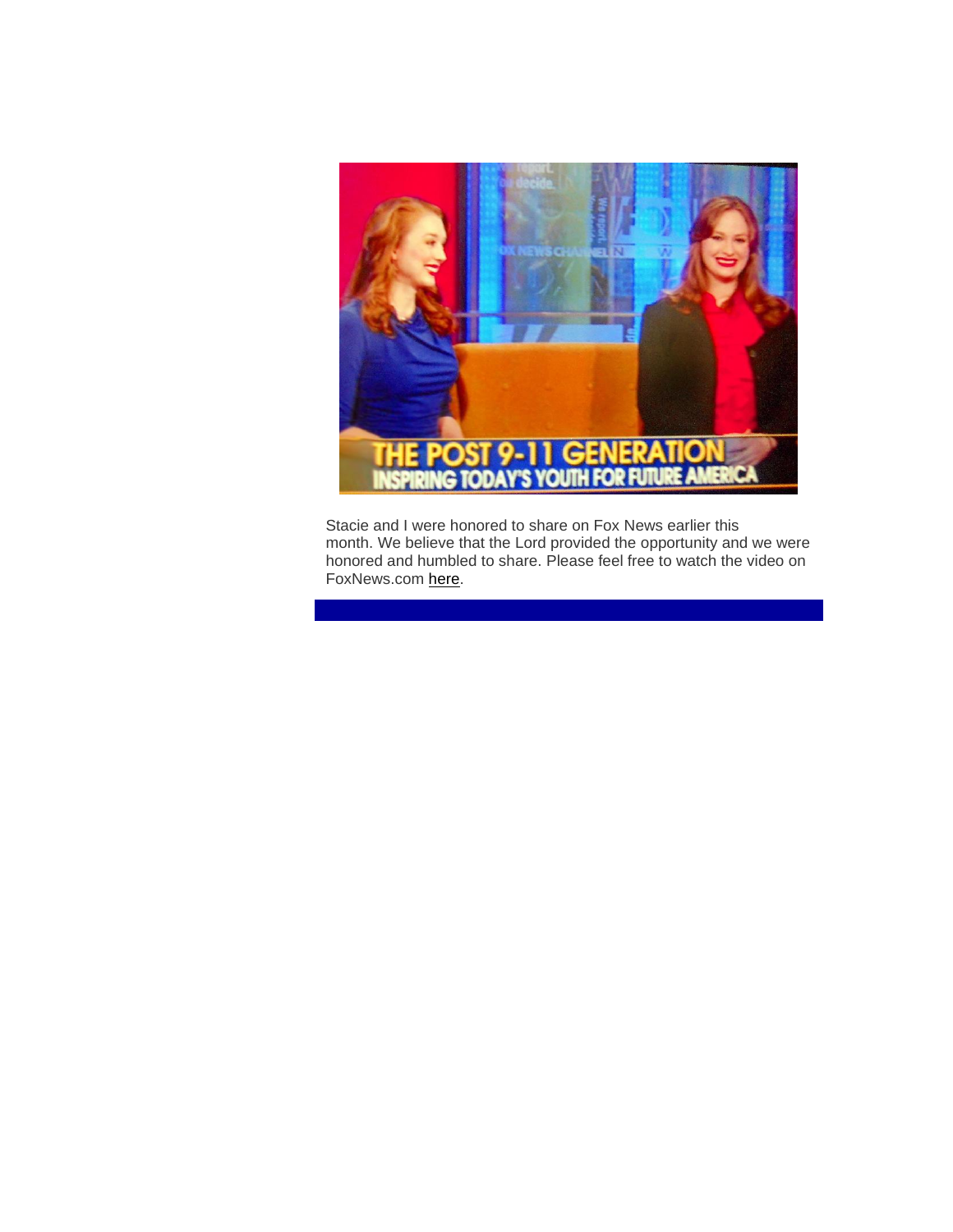Stacie and I were honored to share on Fox News earlier this month. We believe that the Lord provided the opportunity and we were honored and humbled to share. Please feel free to watch the video on FoxNews.com here.